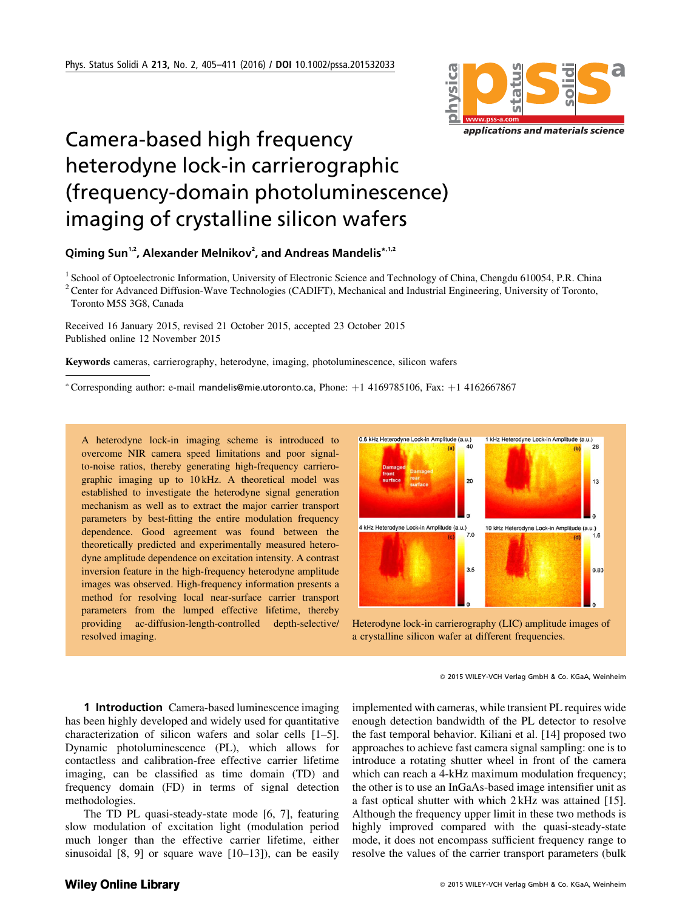# Camera-based high frequency heterodyne lock-in carrierographic (frequency-domain photoluminescence) imaging of crystalline silicon wafers

**Qiming Sun[1,2], Alexander Melnikov[2], and Andreas Mandelis*[,1,2]**

[1] School of Optoelectronic Information, University of Electronic Science and Technology of China, Chengdu 610054, P.R. China
[2] Center for Advanced Diffusion-Wave Technologies (CADIFT), Mechanical and Industrial Engineering, University of Toronto, Toronto M5S 3G8, Canada

Received 16 January 2015, revised 21 October 2015, accepted 23 October 2015
Published online 12 November 2015

**Keywords** cameras, carrierography, heterodyne, imaging, photoluminescence, silicon wafers

* Corresponding author: e-mail mandelis@mie.utoronto.ca, Phone: +1 4169785106, Fax: +1 4162667867

A heterodyne lock-in imaging scheme is introduced to overcome NIR camera speed limitations and poor signal-to-noise ratios, thereby generating high-frequency carrierographic imaging up to 10 kHz. A theoretical model was established to investigate the heterodyne signal generation mechanism as well as to extract the major carrier transport parameters by best-fitting the entire modulation frequency dependence. Good agreement was found between the theoretically predicted and experimentally measured heterodyne amplitude dependence on excitation intensity. A contrast inversion feature in the high-frequency heterodyne amplitude images was observed. High-frequency information presents a method for resolving local near-surface carrier transport parameters from the lumped effective lifetime, thereby providing ac-diffusion-length-controlled depth-selective/resolved imaging.

Heterodyne lock-in carrierography (LIC) amplitude images of a crystalline silicon wafer at different frequencies.

© 2015 WILEY-VCH Verlag GmbH & Co. KGaA, Weinheim

## 1 Introduction

Camera-based luminescence imaging has been highly developed and widely used for quantitative characterization of silicon wafers and solar cells [1–5]. Dynamic photoluminescence (PL), which allows for contactless and calibration-free effective carrier lifetime imaging, can be classified as time domain (TD) and frequency domain (FD) in terms of signal detection methodologies.

The TD PL quasi-steady-state mode [6, 7], featuring slow modulation of excitation light (modulation period much longer than the effective carrier lifetime, either sinusoidal [8, 9] or square wave [10–13]), can be easily implemented with cameras, while transient PL requires wide enough detection bandwidth of the PL detector to resolve the fast temporal behavior. Kiliani et al. [14] proposed two approaches to achieve fast camera signal sampling: one is to introduce a rotating shutter wheel in front of the camera which can reach a 4-kHz maximum modulation frequency; the other is to use an InGaAs-based image intensifier unit as a fast optical shutter with which 2 kHz was attained [15]. Although the frequency upper limit in these two methods is highly improved compared with the quasi-steady-state mode, it does not encompass sufficient frequency range to resolve the values of the carrier transport parameters (bulk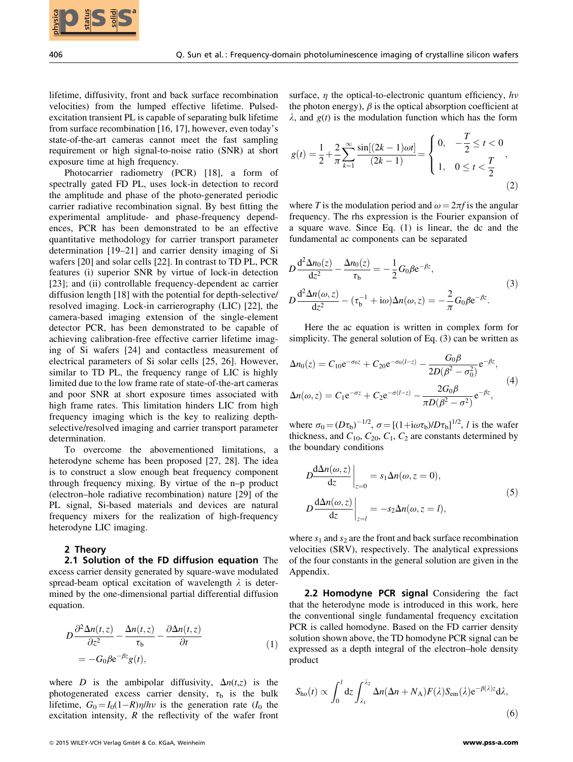lifetime, diffusivity, front and back surface recombination velocities) from the lumped effective lifetime. Pulsed-excitation transient PL is capable of separating bulk lifetime from surface recombination [16, 17], however, even today's state-of-the-art cameras cannot meet the fast sampling requirement or high signal-to-noise ratio (SNR) at short exposure time at high frequency.

Photocarrier radiometry (PCR) [18], a form of spectrally gated FD PL, uses lock-in detection to record the amplitude and phase of the photo-generated periodic carrier radiative recombination signal. By best fitting the experimental amplitude- and phase-frequency dependences, PCR has been demonstrated to be an effective quantitative methodology for carrier transport parameter determination [19–21] and carrier density imaging of Si wafers [20] and solar cells [22]. In contrast to TD PL, PCR features (i) superior SNR by virtue of lock-in detection [23]; and (ii) controllable frequency-dependent ac carrier diffusion length [18] with the potential for depth-selective/resolved imaging. Lock-in carrierography (LIC) [22], the camera-based imaging extension of the single-element detector PCR, has been demonstrated to be capable of achieving calibration-free effective carrier lifetime imaging of Si wafers [24] and contactless measurement of electrical parameters of Si solar cells [25, 26]. However, similar to TD PL, the frequency range of LIC is highly limited due to the low frame rate of state-of-the-art cameras and poor SNR at short exposure times associated with high frame rates. This limitation hinders LIC from high frequency imaging which is the key to realizing depth-selective/resolved imaging and carrier transport parameter determination.

To overcome the abovementioned limitations, a heterodyne scheme has been proposed [27, 28]. The idea is to construct a slow enough beat frequency component through frequency mixing. By virtue of the n–p product (electron–hole radiative recombination) nature [29] of the PL signal, Si-based materials and devices are natural frequency mixers for the realization of high-frequency heterodyne LIC imaging.

## 2 Theory

### 2.1 Solution of the FD diffusion equation

The excess carrier density generated by square-wave modulated spread-beam optical excitation of wavelength $\lambda$ is determined by the one-dimensional partial differential diffusion equation.

$$D\frac{\partial^2 \Delta n(t,z)}{\partial z^2} - \frac{\Delta n(t,z)}{\tau_b} - \frac{\partial \Delta n(t,z)}{\partial t} = -G_0\beta e^{-\beta z} g(t), \tag{1}$$

where $D$ is the ambipolar diffusivity, $\Delta n(t,z)$ is the photogenerated excess carrier density, $\tau_b$ is the bulk lifetime, $G_0 = I_0(1-R)\eta/h\nu$ is the generation rate ($I_0$ the excitation intensity, $R$ the reflectivity of the wafer front surface, $\eta$ the optical-to-electronic quantum efficiency, $h\nu$ the photon energy), $\beta$ is the optical absorption coefficient at $\lambda$, and $g(t)$ is the modulation function which has the form

$$g(t) = \frac{1}{2} + \frac{2}{\pi}\sum_{k=1}^{\infty}\frac{\sin[(2k-1)\omega t]}{(2k-1)} = \begin{cases} 0, & -\dfrac{T}{2} \le t < 0 \\ 1, & 0 \le t < \dfrac{T}{2} \end{cases}, \tag{2}$$

where $T$ is the modulation period and $\omega = 2\pi f$ is the angular frequency. The rhs expression is the Fourier expansion of a square wave. Since Eq. (1) is linear, the dc and the fundamental ac components can be separated

$$\begin{aligned} &D\frac{d^2\Delta n_0(z)}{dz^2} - \frac{\Delta n_0(z)}{\tau_b} = -\frac{1}{2}G_0\beta e^{-\beta z}, \\ &D\frac{d^2\Delta n(\omega,z)}{dz^2} - (\tau_b^{-1} + i\omega)\Delta n(\omega,z) = -\frac{2}{\pi}G_0\beta e^{-\beta z}. \end{aligned} \tag{3}$$

Here the ac equation is written in complex form for simplicity. The general solution of Eq. (3) can be written as

$$\begin{aligned} &\Delta n_0(z) = C_{10}e^{-\sigma_0 z} + C_{20}e^{-\sigma_0(l-z)} - \frac{G_0\beta}{2D(\beta^2-\sigma_0^2)}e^{-\beta z}, \\ &\Delta n(\omega,z) = C_1 e^{-\sigma z} + C_2 e^{-\sigma(l-z)} - \frac{2G_0\beta}{\pi D(\beta^2-\sigma^2)}e^{-\beta z}, \end{aligned} \tag{4}$$

where $\sigma_0 = (D\tau_b)^{-1/2}$, $\sigma = [(1+i\omega\tau_b)/D\tau_b]^{1/2}$, $l$ is the wafer thickness, and $C_{10}$, $C_{20}$, $C_1$, $C_2$ are constants determined by the boundary conditions

$$\begin{aligned} &D\frac{d\Delta n(\omega,z)}{dz}\bigg|_{z=0} = s_1\Delta n(\omega, z=0), \\ &D\frac{d\Delta n(\omega,z)}{dz}\bigg|_{z=l} = -s_2\Delta n(\omega, z=l), \end{aligned} \tag{5}$$

where $s_1$ and $s_2$ are the front and back surface recombination velocities (SRV), respectively. The analytical expressions of the four constants in the general solution are given in the Appendix.

### 2.2 Homodyne PCR signal

Considering the fact that the heterodyne mode is introduced in this work, here the conventional single fundamental frequency excitation PCR is called homodyne. Based on the FD carrier density solution shown above, the TD homodyne PCR signal can be expressed as a depth integral of the electron–hole density product

$$S_{ho}(t) \propto \int_0^l dz \int_{\lambda_1}^{\lambda_2} \Delta n(\Delta n + N_A)F(\lambda)S_{em}(\lambda)e^{-\beta(\lambda)z}d\lambda, \tag{6}$$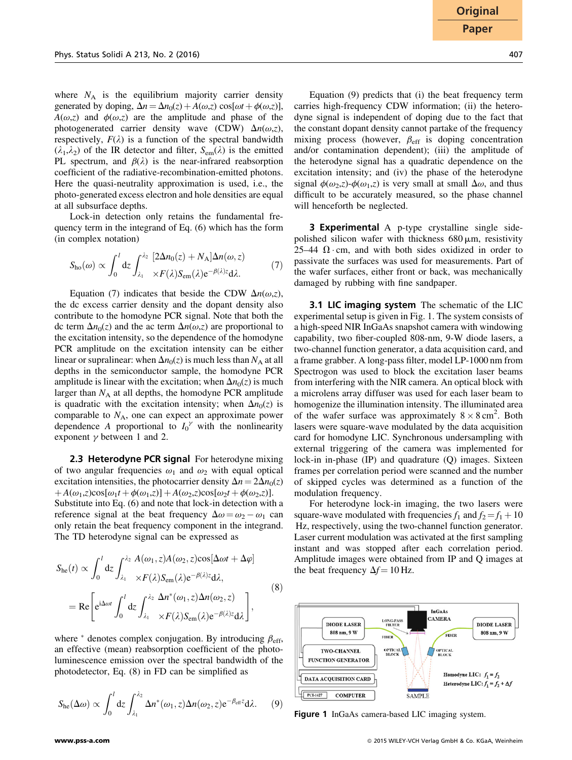where $N_A$ is the equilibrium majority carrier density generated by doping, $\Delta n = \Delta n_0(z) + A(\omega,z)\cos[\omega t + \phi(\omega,z)]$, $A(\omega,z)$ and $\phi(\omega,z)$ are the amplitude and phase of the photogenerated carrier density wave (CDW) $\Delta n(\omega,z)$, respectively, $F(\lambda)$ is a function of the spectral bandwidth $(\lambda_1,\lambda_2)$ of the IR detector and filter, $S_{em}(\lambda)$ is the emitted PL spectrum, and $\beta(\lambda)$ is the near-infrared reabsorption coefficient of the radiative-recombination-emitted photons. Here the quasi-neutrality approximation is used, i.e., the photo-generated excess electron and hole densities are equal at all subsurface depths.

Lock-in detection only retains the fundamental frequency term in the integrand of Eq. (6) which has the form (in complex notation)

$$S_{ho}(\omega) \propto \int_0^l dz \int_{\lambda_1}^{\lambda_2} [2\Delta n_0(z) + N_A]\Delta n(\omega,z) \times F(\lambda)S_{em}(\lambda)e^{-\beta(\lambda)z}d\lambda. \tag{7}$$

Equation (7) indicates that beside the CDW $\Delta n(\omega,z)$, the dc excess carrier density and the dopant density also contribute to the homodyne PCR signal. Note that both the dc term $\Delta n_0(z)$ and the ac term $\Delta n(\omega,z)$ are proportional to the excitation intensity, so the dependence of the homodyne PCR amplitude on the excitation intensity can be either linear or supralinear: when $\Delta n_0(z)$ is much less than $N_A$ at all depths in the semiconductor sample, the homodyne PCR amplitude is linear with the excitation; when $\Delta n_0(z)$ is much larger than $N_A$ at all depths, the homodyne PCR amplitude is quadratic with the excitation intensity; when $\Delta n_0(z)$ is comparable to $N_A$, one can expect an approximate power dependence $A$ proportional to $I_0^{\gamma}$ with the nonlinearity exponent $\gamma$ between 1 and 2.

### 2.3 Heterodyne PCR signal

For heterodyne mixing of two angular frequencies $\omega_1$ and $\omega_2$ with equal optical excitation intensities, the photocarrier density $\Delta n = 2\Delta n_0(z) + A(\omega_1,z)\cos[\omega_1 t + \phi(\omega_1,z)] + A(\omega_2,z)\cos[\omega_2 t + \phi(\omega_2,z)]$. Substitute into Eq. (6) and note that lock-in detection with a reference signal at the beat frequency $\Delta\omega = \omega_2 - \omega_1$ can only retain the beat frequency component in the integrand. The TD heterodyne signal can be expressed as

$$\begin{aligned} S_{he}(t) &\propto \int_0^l dz \int_{\lambda_1}^{\lambda_2} A(\omega_1,z)A(\omega_2,z)\cos[\Delta\omega t + \Delta\varphi] \times F(\lambda)S_{em}(\lambda)e^{-\beta(\lambda)z}d\lambda, \\ &= \mathrm{Re}\left[e^{i\Delta\omega t}\int_0^l dz \int_{\lambda_1}^{\lambda_2} \Delta n^*(\omega_1,z)\Delta n(\omega_2,z) \times F(\lambda)S_{em}(\lambda)e^{-\beta(\lambda)z}d\lambda\right], \end{aligned} \tag{8}$$

where $^*$ denotes complex conjugation. By introducing $\beta_{eff}$, an effective (mean) reabsorption coefficient of the photoluminescence emission over the spectral bandwidth of the photodetector, Eq. (8) in FD can be simplified as

$$S_{he}(\Delta\omega) \propto \int_0^l dz \int_{\lambda_1}^{\lambda_2} \Delta n^*(\omega_1,z)\Delta n(\omega_2,z)e^{-\beta_{eff}z}d\lambda. \tag{9}$$

Equation (9) predicts that (i) the beat frequency term carries high-frequency CDW information; (ii) the heterodyne signal is independent of doping due to the fact that the constant dopant density cannot partake of the frequency mixing process (however, $\beta_{eff}$ is doping concentration and/or contamination dependent); (iii) the amplitude of the heterodyne signal has a quadratic dependence on the excitation intensity; and (iv) the phase of the heterodyne signal $\phi(\omega_2,z)$-$\phi(\omega_1,z)$ is very small at small $\Delta\omega$, and thus difficult to be accurately measured, so the phase channel will henceforth be neglected.

## 3 Experimental

A p-type crystalline single side-polished silicon wafer with thickness 680 μm, resistivity 25–44 $\Omega \cdot$cm, and with both sides oxidized in order to passivate the surfaces was used for measurements. Part of the wafer surfaces, either front or back, was mechanically damaged by rubbing with fine sandpaper.

### 3.1 LIC imaging system

The schematic of the LIC experimental setup is given in Fig. 1. The system consists of a high-speed NIR InGaAs snapshot camera with windowing capability, two fiber-coupled 808-nm, 9-W diode lasers, a two-channel function generator, a data acquisition card, and a frame grabber. A long-pass filter, model LP-1000 nm from Spectrogon was used to block the excitation laser beams from interfering with the NIR camera. An optical block with a microlens array diffuser was used for each laser beam to homogenize the illumination intensity. The illuminated area of the wafer surface was approximately $8 \times 8\,\mathrm{cm}^2$. Both lasers were square-wave modulated by the data acquisition card for homodyne LIC. Synchronous undersampling with external triggering of the camera was implemented for lock-in in-phase (IP) and quadrature (Q) images. Sixteen frames per correlation period were scanned and the number of skipped cycles was determined as a function of the modulation frequency.

For heterodyne lock-in imaging, the two lasers were square-wave modulated with frequencies $f_1$ and $f_2 = f_1 + 10$ Hz, respectively, using the two-channel function generator. Laser current modulation was activated at the first sampling instant and was stopped after each correlation period. Amplitude images were obtained from IP and Q images at the beat frequency $\Delta f = 10$ Hz.

**Figure 1** InGaAs camera-based LIC imaging system.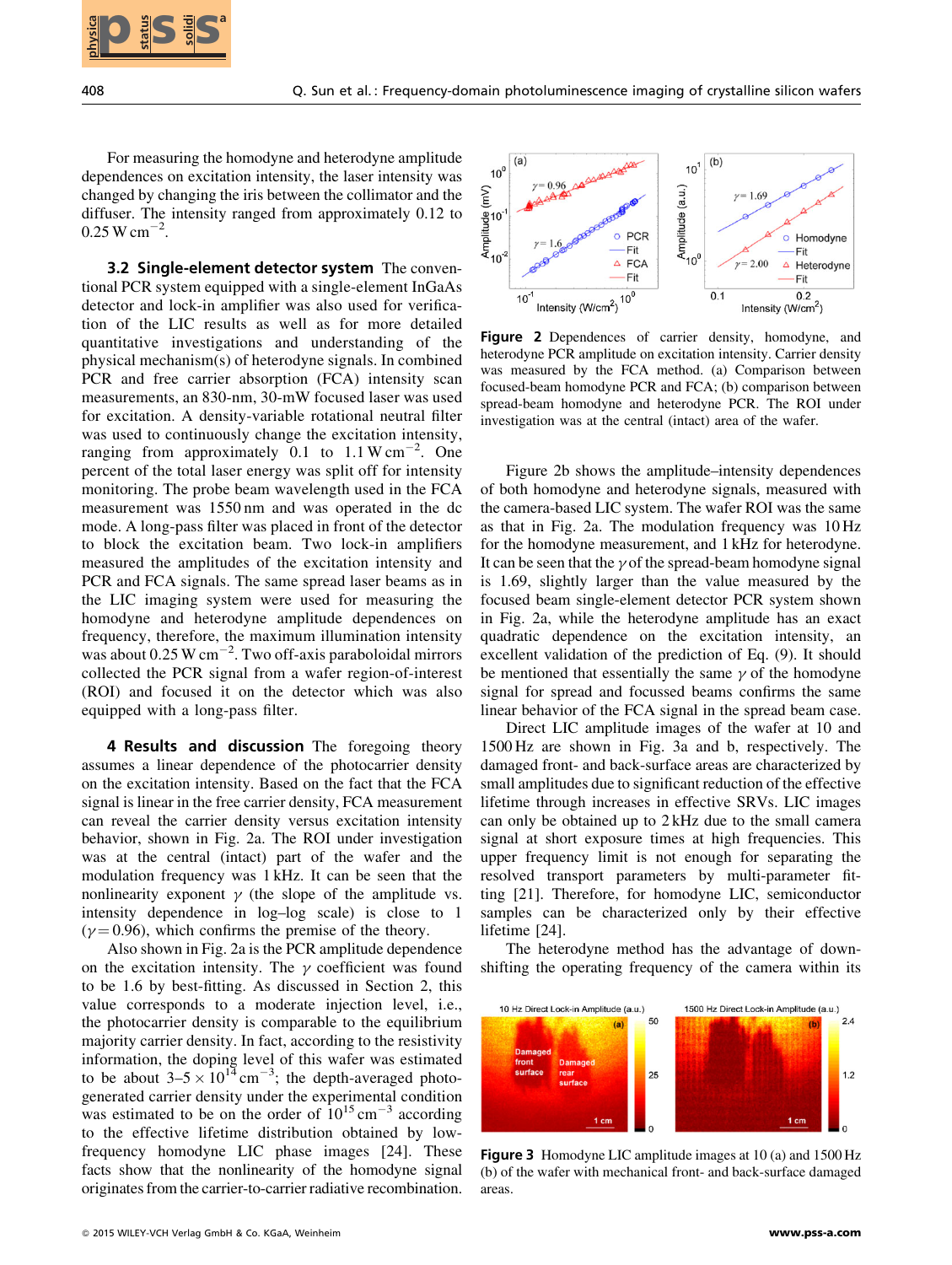For measuring the homodyne and heterodyne amplitude dependences on excitation intensity, the laser intensity was changed by changing the iris between the collimator and the diffuser. The intensity ranged from approximately 0.12 to 0.25 W $cm^{-2}$.

**3.2 Single-element detector system** The conventional PCR system equipped with a single-element InGaAs detector and lock-in amplifier was also used for verification of the LIC results as well as for more detailed quantitative investigations and understanding of the physical mechanism(s) of heterodyne signals. In combined PCR and free carrier absorption (FCA) intensity scan measurements, an 830-nm, 30-mW focused laser was used for excitation. A density-variable rotational neutral filter was used to continuously change the excitation intensity, ranging from approximately 0.1 to 1.1 W $cm^{-2}$. One percent of the total laser energy was split off for intensity monitoring. The probe beam wavelength used in the FCA measurement was 1550 nm and was operated in the dc mode. A long-pass filter was placed in front of the detector to block the excitation beam. Two lock-in amplifiers measured the amplitudes of the excitation intensity and PCR and FCA signals. The same spread laser beams as in the LIC imaging system were used for measuring the homodyne and heterodyne amplitude dependences on frequency, therefore, the maximum illumination intensity was about 0.25 W $cm^{-2}$. Two off-axis paraboloidal mirrors collected the PCR signal from a wafer region-of-interest (ROI) and focused it on the detector which was also equipped with a long-pass filter.

**4 Results and discussion** The foregoing theory assumes a linear dependence of the photocarrier density on the excitation intensity. Based on the fact that the FCA signal is linear in the free carrier density, FCA measurement can reveal the carrier density versus excitation intensity behavior, shown in Fig. 2a. The ROI under investigation was at the central (intact) part of the wafer and the modulation frequency was 1 kHz. It can be seen that the nonlinearity exponent $\gamma$ (the slope of the amplitude vs. intensity dependence in log–log scale) is close to 1 ($\gamma = 0.96$), which confirms the premise of the theory.

Also shown in Fig. 2a is the PCR amplitude dependence on the excitation intensity. The $\gamma$ coefficient was found to be 1.6 by best-fitting. As discussed in Section 2, this value corresponds to a moderate injection level, i.e., the photocarrier density is comparable to the equilibrium majority carrier density. In fact, according to the resistivity information, the doping level of this wafer was estimated to be about $3–5 \times 10^{14}$ $cm^{-3}$; the depth-averaged photogenerated carrier density under the experimental condition was estimated to be on the order of $10^{15}$ $cm^{-3}$ according to the effective lifetime distribution obtained by low-frequency homodyne LIC phase images [24]. These facts show that the nonlinearity of the homodyne signal originates from the carrier-to-carrier radiative recombination.

Figure 2 Dependences of carrier density, homodyne, and heterodyne PCR amplitude on excitation intensity. Carrier density was measured by the FCA method. (a) Comparison between focused-beam homodyne PCR and FCA; (b) comparison between spread-beam homodyne and heterodyne PCR. The ROI under investigation was at the central (intact) area of the wafer.

Figure 2b shows the amplitude–intensity dependences of both homodyne and heterodyne signals, measured with the camera-based LIC system. The wafer ROI was the same as that in Fig. 2a. The modulation frequency was 10 Hz for the homodyne measurement, and 1 kHz for heterodyne. It can be seen that the $\gamma$ of the spread-beam homodyne signal is 1.69, slightly larger than the value measured by the focused beam single-element detector PCR system shown in Fig. 2a, while the heterodyne amplitude has an exact quadratic dependence on the excitation intensity, an excellent validation of the prediction of Eq. (9). It should be mentioned that essentially the same $\gamma$ of the homodyne signal for spread and focussed beams confirms the same linear behavior of the FCA signal in the spread beam case.

Direct LIC amplitude images of the wafer at 10 and 1500 Hz are shown in Fig. 3a and b, respectively. The damaged front- and back-surface areas are characterized by small amplitudes due to significant reduction of the effective lifetime through increases in effective SRVs. LIC images can only be obtained up to 2 kHz due to the small camera signal at short exposure times at high frequencies. This upper frequency limit is not enough for separating the resolved transport parameters by multi-parameter fitting [21]. Therefore, for homodyne LIC, semiconductor samples can be characterized only by their effective lifetime [24].

The heterodyne method has the advantage of down-shifting the operating frequency of the camera within its

Figure 3 Homodyne LIC amplitude images at 10 (a) and 1500 Hz (b) of the wafer with mechanical front- and back-surface damaged areas.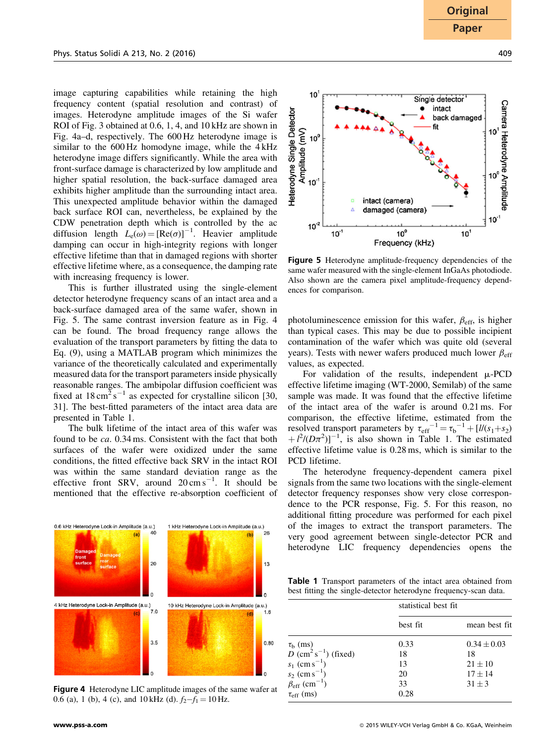image capturing capabilities while retaining the high frequency content (spatial resolution and contrast) of images. Heterodyne amplitude images of the Si wafer ROI of Fig. 3 obtained at 0.6, 1, 4, and 10 kHz are shown in Fig. 4a–d, respectively. The 600 Hz heterodyne image is similar to the 600 Hz homodyne image, while the 4 kHz heterodyne image differs significantly. While the area with front-surface damage is characterized by low amplitude and higher spatial resolution, the back-surface damaged area exhibits higher amplitude than the surrounding intact area. This unexpected amplitude behavior within the damaged back surface ROI can, nevertheless, be explained by the CDW penetration depth which is controlled by the ac diffusion length $L_e(\omega) = [\text{Re}(\sigma)]^{-1}$. Heavier amplitude damping can occur in high-integrity regions with longer effective lifetime than that in damaged regions with shorter effective lifetime where, as a consequence, the damping rate with increasing frequency is lower.

This is further illustrated using the single-element detector heterodyne frequency scans of an intact area and a back-surface damaged area of the same wafer, shown in Fig. 5. The same contrast inversion feature as in Fig. 4 can be found. The broad frequency range allows the evaluation of the transport parameters by fitting the data to Eq. (9), using a MATLAB program which minimizes the variance of the theoretically calculated and experimentally measured data for the transport parameters inside physically reasonable ranges. The ambipolar diffusion coefficient was fixed at 18 $\text{cm}^2\,\text{s}^{-1}$ as expected for crystalline silicon [30, 31]. The best-fitted parameters of the intact area data are presented in Table 1.

The bulk lifetime of the intact area of this wafer was found to be *ca.* 0.34 ms. Consistent with the fact that both surfaces of the wafer were oxidized under the same conditions, the fitted effective back SRV was within the same standard deviation range as the effective front SRV, around 20 $\text{cm}\,\text{s}^{-1}$. It should be mentioned that the effective re-absorption coefficient of photoluminescence emission for this wafer, $\beta_{\text{eff}}$, is higher than typical cases. This may be due to possible incipient contamination of the wafer which was quite old (several years). Tests with newer wafers produced much lower $\beta_{\text{eff}}$ values, as expected.

**Figure 4** Heterodyne LIC amplitude images of the same wafer at 0.6 (a), 1 (b), 4 (c), and 10 kHz (d). $f_2 - f_1 = 10$ Hz.

**Figure 5** Heterodyne amplitude-frequency dependencies of the same wafer measured with the single-element InGaAs photodiode. Also shown are the camera pixel amplitude-frequency dependences for comparison.

For validation of the results, independent μ-PCD effective lifetime imaging (WT-2000, Semilab) of the same sample was made. It was found that the effective lifetime of the intact area of the wafer is around 0.21 ms. For comparison, the effective lifetime, estimated from the resolved transport parameters by $\tau_{\text{eff}}^{-1} = \tau_b^{-1} + [l/(s_1+s_2) + l^2/(D\pi^2)]^{-1}$, is also shown in Table 1. The estimated effective lifetime value is 0.28 ms, which is similar to the PCD lifetime.

The heterodyne frequency-dependent camera pixel signals from the same two locations with the single-element detector frequency responses show very close correspondence to the PCR response, Fig. 5. For this reason, no additional fitting procedure was performed for each pixel of the images to extract the transport parameters. The very good agreement between single-detector PCR and heterodyne LIC frequency dependencies opens the

**Table 1** Transport parameters of the intact area obtained from best fitting the single-detector heterodyne frequency-scan data.

| | statistical best fit | |
|---|---|---|
| | best fit | mean best fit |
| $\tau_b$ (ms) | 0.33 | $0.34 \pm 0.03$ |
| $D$ ($\text{cm}^2\,\text{s}^{-1}$) (fixed) | 18 | 18 |
| $s_1$ ($\text{cm}\,\text{s}^{-1}$) | 13 | $21 \pm 10$ |
| $s_2$ ($\text{cm}\,\text{s}^{-1}$) | 20 | $17 \pm 14$ |
| $\beta_{\text{eff}}$ ($\text{cm}^{-1}$) | 33 | $31 \pm 3$ |
| $\tau_{\text{eff}}$ (ms) | 0.28 | |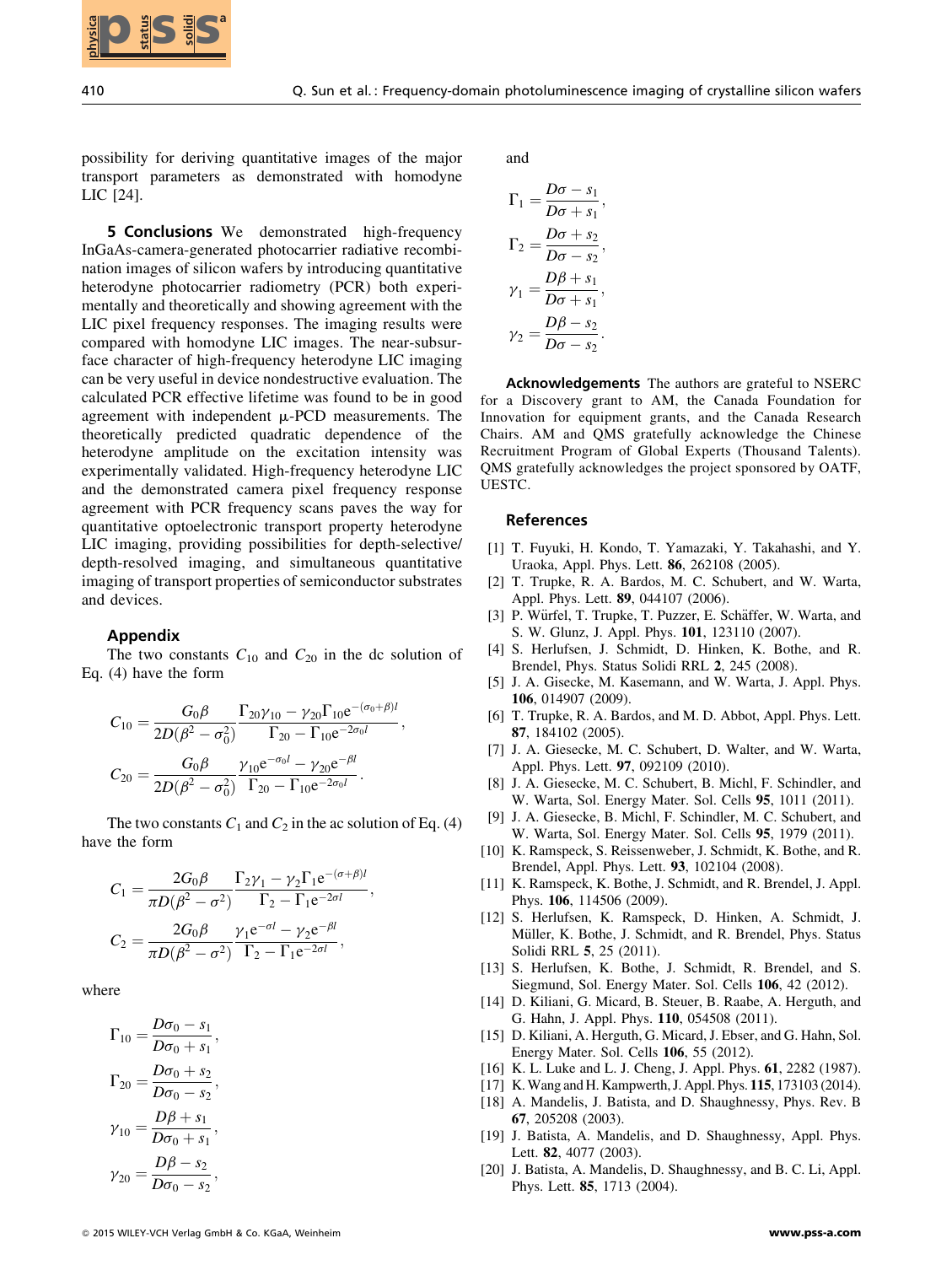possibility for deriving quantitative images of the major transport parameters as demonstrated with homodyne LIC [24].

**5 Conclusions** We demonstrated high-frequency InGaAs-camera-generated photocarrier radiative recombination images of silicon wafers by introducing quantitative heterodyne photocarrier radiometry (PCR) both experimentally and theoretically and showing agreement with the LIC pixel frequency responses. The imaging results were compared with homodyne LIC images. The near-subsurface character of high-frequency heterodyne LIC imaging can be very useful in device nondestructive evaluation. The calculated PCR effective lifetime was found to be in good agreement with independent μ-PCD measurements. The theoretically predicted quadratic dependence of the heterodyne amplitude on the excitation intensity was experimentally validated. High-frequency heterodyne LIC and the demonstrated camera pixel frequency response agreement with PCR frequency scans paves the way for quantitative optoelectronic transport property heterodyne LIC imaging, providing possibilities for depth-selective/depth-resolved imaging, and simultaneous quantitative imaging of transport properties of semiconductor substrates and devices.

## Appendix

The two constants $C_{10}$ and $C_{20}$ in the dc solution of Eq. (4) have the form

$$C_{10} = \frac{G_0\beta}{2D(\beta^2 - \sigma_0^2)} \frac{\Gamma_{20}\gamma_{10} - \gamma_{20}\Gamma_{10}e^{-(\sigma_0+\beta)l}}{\Gamma_{20} - \Gamma_{10}e^{-2\sigma_0 l}},$$

$$C_{20} = \frac{G_0\beta}{2D(\beta^2 - \sigma_0^2)} \frac{\gamma_{10}e^{-\sigma_0 l} - \gamma_{20}e^{-\beta l}}{\Gamma_{20} - \Gamma_{10}e^{-2\sigma_0 l}}.$$

The two constants $C_1$ and $C_2$ in the ac solution of Eq. (4) have the form

$$C_1 = \frac{2G_0\beta}{\pi D(\beta^2 - \sigma^2)} \frac{\Gamma_2\gamma_1 - \gamma_2\Gamma_1 e^{-(\sigma+\beta)l}}{\Gamma_2 - \Gamma_1 e^{-2\sigma l}},$$

$$C_2 = \frac{2G_0\beta}{\pi D(\beta^2 - \sigma^2)} \frac{\gamma_1 e^{-\sigma l} - \gamma_2 e^{-\beta l}}{\Gamma_2 - \Gamma_1 e^{-2\sigma l}},$$

where

$$\Gamma_{10} = \frac{D\sigma_0 - s_1}{D\sigma_0 + s_1},$$

$$\Gamma_{20} = \frac{D\sigma_0 + s_2}{D\sigma_0 - s_2},$$

$$\gamma_{10} = \frac{D\beta + s_1}{D\sigma_0 + s_1},$$

$$\gamma_{20} = \frac{D\beta - s_2}{D\sigma_0 - s_2},$$

and

$$\Gamma_1 = \frac{D\sigma - s_1}{D\sigma + s_1},$$

$$\Gamma_2 = \frac{D\sigma + s_2}{D\sigma - s_2},$$

$$\gamma_1 = \frac{D\beta + s_1}{D\sigma + s_1},$$

$$\gamma_2 = \frac{D\beta - s_2}{D\sigma - s_2}.$$

**Acknowledgements** The authors are grateful to NSERC for a Discovery grant to AM, the Canada Foundation for Innovation for equipment grants, and the Canada Research Chairs. AM and QMS gratefully acknowledge the Chinese Recruitment Program of Global Experts (Thousand Talents). QMS gratefully acknowledges the project sponsored by OATF, UESTC.

## References

[1] T. Fuyuki, H. Kondo, T. Yamazaki, Y. Takahashi, and Y. Uraoka, Appl. Phys. Lett. **86**, 262108 (2005).

[2] T. Trupke, R. A. Bardos, M. C. Schubert, and W. Warta, Appl. Phys. Lett. **89**, 044107 (2006).

[3] P. Würfel, T. Trupke, T. Puzzer, E. Schäffer, W. Warta, and S. W. Glunz, J. Appl. Phys. **101**, 123110 (2007).

[4] S. Herlufsen, J. Schmidt, D. Hinken, K. Bothe, and R. Brendel, Phys. Status Solidi RRL **2**, 245 (2008).

[5] J. A. Gisecke, M. Kasemann, and W. Warta, J. Appl. Phys. **106**, 014907 (2009).

[6] T. Trupke, R. A. Bardos, and M. D. Abbot, Appl. Phys. Lett. **87**, 184102 (2005).

[7] J. A. Giesecke, M. C. Schubert, D. Walter, and W. Warta, Appl. Phys. Lett. **97**, 092109 (2010).

[8] J. A. Giesecke, M. C. Schubert, B. Michl, F. Schindler, and W. Warta, Sol. Energy Mater. Sol. Cells **95**, 1011 (2011).

[9] J. A. Giesecke, B. Michl, F. Schindler, M. C. Schubert, and W. Warta, Sol. Energy Mater. Sol. Cells **95**, 1979 (2011).

[10] K. Ramspeck, S. Reissenweber, J. Schmidt, K. Bothe, and R. Brendel, Appl. Phys. Lett. **93**, 102104 (2008).

[11] K. Ramspeck, K. Bothe, J. Schmidt, and R. Brendel, J. Appl. Phys. **106**, 114506 (2009).

[12] S. Herlufsen, K. Ramspeck, D. Hinken, A. Schmidt, J. Müller, K. Bothe, J. Schmidt, and R. Brendel, Phys. Status Solidi RRL **5**, 25 (2011).

[13] S. Herlufsen, K. Bothe, J. Schmidt, R. Brendel, and S. Siegmund, Sol. Energy Mater. Sol. Cells **106**, 42 (2012).

[14] D. Kiliani, G. Micard, B. Steuer, B. Raabe, A. Herguth, and G. Hahn, J. Appl. Phys. **110**, 054508 (2011).

[15] D. Kiliani, A. Herguth, G. Micard, J. Ebser, and G. Hahn, Sol. Energy Mater. Sol. Cells **106**, 55 (2012).

[16] K. L. Luke and L. J. Cheng, J. Appl. Phys. **61**, 2282 (1987).

[17] K. Wang and H. Kampwerth, J. Appl. Phys. **115**, 173103 (2014).

[18] A. Mandelis, J. Batista, and D. Shaughnessy, Phys. Rev. B **67**, 205208 (2003).

[19] J. Batista, A. Mandelis, and D. Shaughnessy, Appl. Phys. Lett. **82**, 4077 (2003).

[20] J. Batista, A. Mandelis, D. Shaughnessy, and B. C. Li, Appl. Phys. Lett. **85**, 1713 (2004).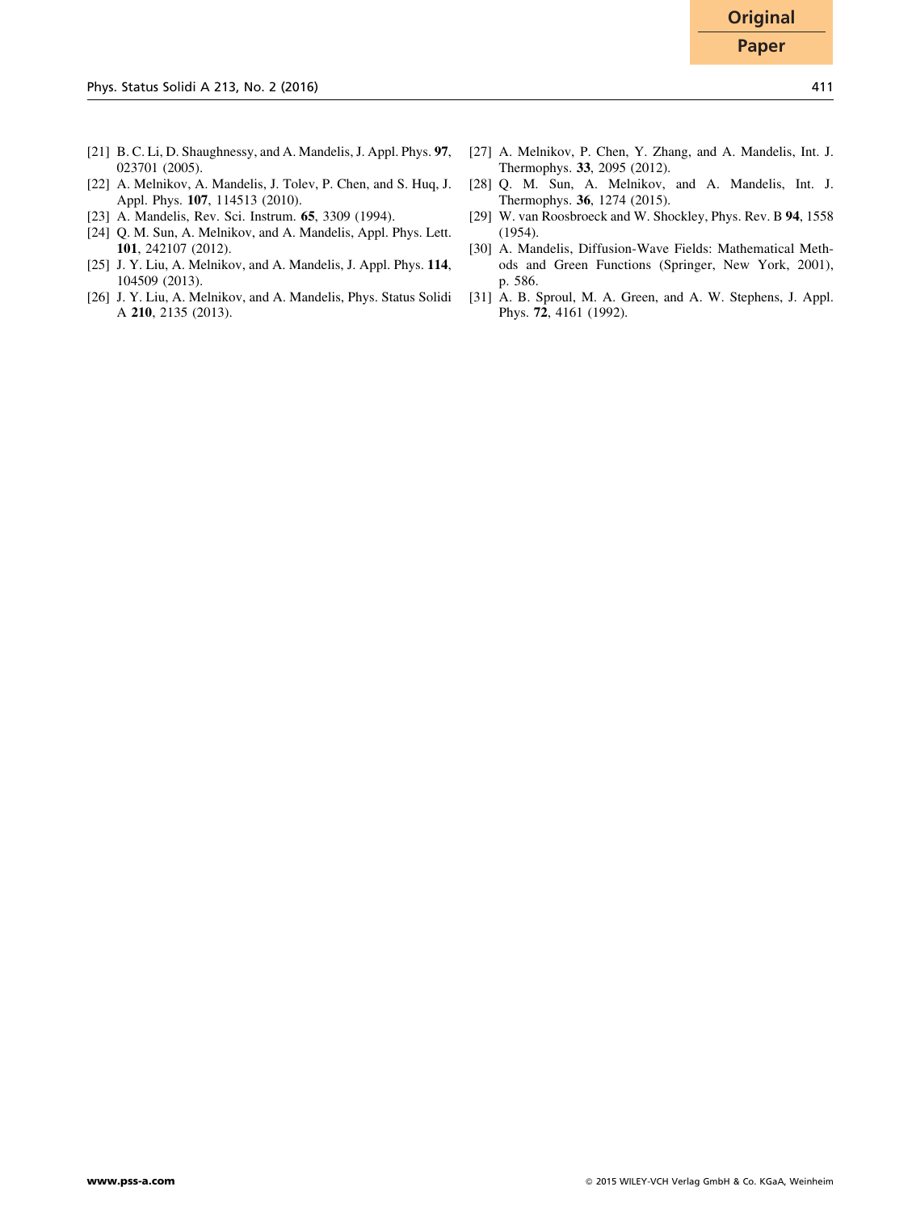[21] B. C. Li, D. Shaughnessy, and A. Mandelis, J. Appl. Phys. **97**, 023701 (2005).

[22] A. Melnikov, A. Mandelis, J. Tolev, P. Chen, and S. Huq, J. Appl. Phys. **107**, 114513 (2010).

[23] A. Mandelis, Rev. Sci. Instrum. **65**, 3309 (1994).

[24] Q. M. Sun, A. Melnikov, and A. Mandelis, Appl. Phys. Lett. **101**, 242107 (2012).

[25] J. Y. Liu, A. Melnikov, and A. Mandelis, J. Appl. Phys. **114**, 104509 (2013).

[26] J. Y. Liu, A. Melnikov, and A. Mandelis, Phys. Status Solidi A **210**, 2135 (2013).

[27] A. Melnikov, P. Chen, Y. Zhang, and A. Mandelis, Int. J. Thermophys. **33**, 2095 (2012).

[28] Q. M. Sun, A. Melnikov, and A. Mandelis, Int. J. Thermophys. **36**, 1274 (2015).

[29] W. van Roosbroeck and W. Shockley, Phys. Rev. B **94**, 1558 (1954).

[30] A. Mandelis, Diffusion-Wave Fields: Mathematical Methods and Green Functions (Springer, New York, 2001), p. 586.

[31] A. B. Sproul, M. A. Green, and A. W. Stephens, J. Appl. Phys. **72**, 4161 (1992).